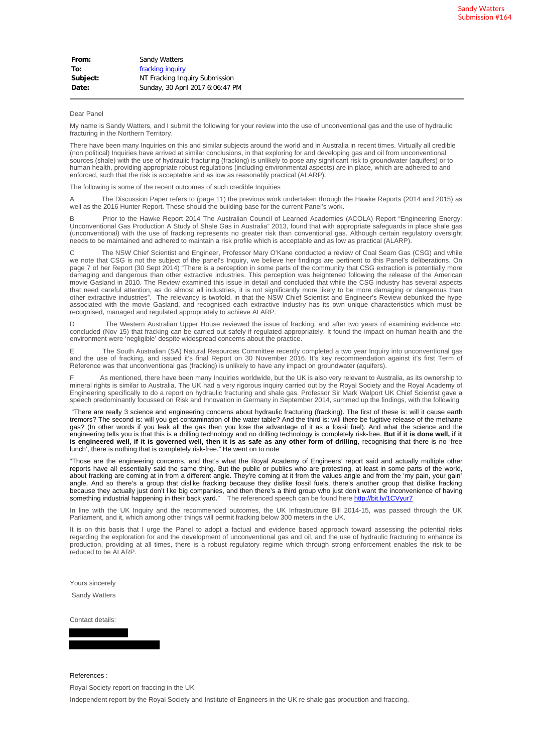Sandy Watters
Submission #164

| | |
|---|---|
| **From:** | Sandy Watters |
| **To:** | fracking inquiry |
| **Subject:** | NT Fracking Inquiry Submission |
| **Date:** | Sunday, 30 April 2017 6:06:47 PM |

Dear Panel

My name is Sandy Watters, and I submit the following for your review into the use of unconventional gas and the use of hydraulic fracturing in the Northern Territory.

There have been many Inquiries on this and similar subjects around the world and in Australia in recent times. Virtually all credible (non political) Inquiries have arrived at similar conclusions, in that exploring for and developing gas and oil from unconventional sources (shale) with the use of hydraulic fracturing (fracking) is unlikely to pose any significant risk to groundwater (aquifers) or to human health, providing appropriate robust regulations (including environmental aspects) are in place, which are adhered to and enforced, such that the risk is acceptable and as low as reasonably practical (ALARP).

The following is some of the recent outcomes of such credible Inquiries

A The Discussion Paper refers to (page 11) the previous work undertaken through the Hawke Reports (2014 and 2015) as well as the 2016 Hunter Report. These should the building base for the current Panel's work.

B Prior to the Hawke Report 2014 The Australian Council of Learned Academies (ACOLA) Report "Engineering Energy: Unconventional Gas Production A Study of Shale Gas in Australia" 2013, found that with appropriate safeguards in place shale gas (unconventional) with the use of fracking represents no greater risk than conventional gas. Although certain regulatory oversight needs to be maintained and adhered to maintain a risk profile which is acceptable and as low as practical (ALARP).

C The NSW Chief Scientist and Engineer, Professor Mary O'Kane conducted a review of Coal Seam Gas (CSG) and while we note that CSG is not the subject of the panel's Inquiry, we believe her findings are pertinent to this Panel's deliberations. On page 7 of her Report (30 Sept 2014) "There is a perception in some parts of the community that CSG extraction is potentially more damaging and dangerous than other extractive industries. This perception was heightened following the release of the American movie Gasland in 2010. The Review examined this issue in detail and concluded that while the CSG industry has several aspects that need careful attention, as do almost all industries, it is not significantly more likely to be more damaging or dangerous than other extractive industries". The relevancy is twofold, in that the NSW Chief Scientist and Engineer's Review debunked the hype associated with the movie Gasland, and recognised each extractive industry has its own unique characteristics which must be recognised, managed and regulated appropriately to achieve ALARP.

D The Western Australian Upper House reviewed the issue of fracking, and after two years of examining evidence etc. concluded (Nov 15) that fracking can be carried out safely if regulated appropriately. It found the impact on human health and the environment were 'negligible' despite widespread concerns about the practice.

E The South Australian (SA) Natural Resources Committee recently completed a two year Inquiry into unconventional gas and the use of fracking, and issued it's final Report on 30 November 2016. It's key recommendation against it's first Term of Reference was that unconventional gas (fracking) is unlikely to have any impact on groundwater (aquifers).

F As mentioned, there have been many Inquiries worldwide, but the UK is also very relevant to Australia, as its ownership to mineral rights is similar to Australia. The UK had a very rigorous inquiry carried out by the Royal Society and the Royal Academy of Engineering specifically to do a report on hydraulic fracturing and shale gas. Professor Sir Mark Walport UK Chief Scientist gave a speech predominantly focussed on Risk and Innovation in Germany in September 2014, summed up the findings, with the following

"There are really 3 science and engineering concerns about hydraulic fracturing (fracking). The first of these is: will it cause earth tremors? The second is: will you get contamination of the water table? And the third is: will there be fugitive release of the methane gas? (In other words if you leak all the gas then you lose the advantage of it as a fossil fuel). And what the science and the engineering tells you is that this is a drilling technology and no drilling technology is completely risk-free. **But if it is done well, if it is engineered well, if it is governed well, then it is as safe as any other form of drilling**, recognising that there is no 'free lunch', there is nothing that is completely risk-free." He went on to note

"Those are the engineering concerns, and that's what the Royal Academy of Engineers' report said and actually multiple other reports have all essentially said the same thing. But the public or publics who are protesting, at least in some parts of the world, about fracking are coming at in from a different angle. They're coming at it from the values angle and from the 'my pain, your gain' angle. And so there's a group that dislike fracking because they dislike fossil fuels, there's another group that dislike fracking because they actually just don't like big companies, and then there's a third group who just don't want the inconvenience of having something industrial happening in their back yard." The referenced speech can be found here http://bit.ly/1CVyur7

In line with the UK Inquiry and the recommended outcomes, the UK Infrastructure Bill 2014-15, was passed through the UK Parliament, and it, which among other things will permit fracking below 300 meters in the UK.

It is on this basis that I urge the Panel to adopt a factual and evidence based approach toward assessing the potential risks regarding the exploration for and the development of unconventional gas and oil, and the use of hydraulic fracturing to enhance its production, providing at all times, there is a robust regulatory regime which through strong enforcement enables the risk to be reduced to be ALARP.

Yours sincerely

Sandy Watters

Contact details:

References :

Royal Society report on fraccing in the UK

Independent report by the Royal Society and Institute of Engineers in the UK re shale gas production and fraccing.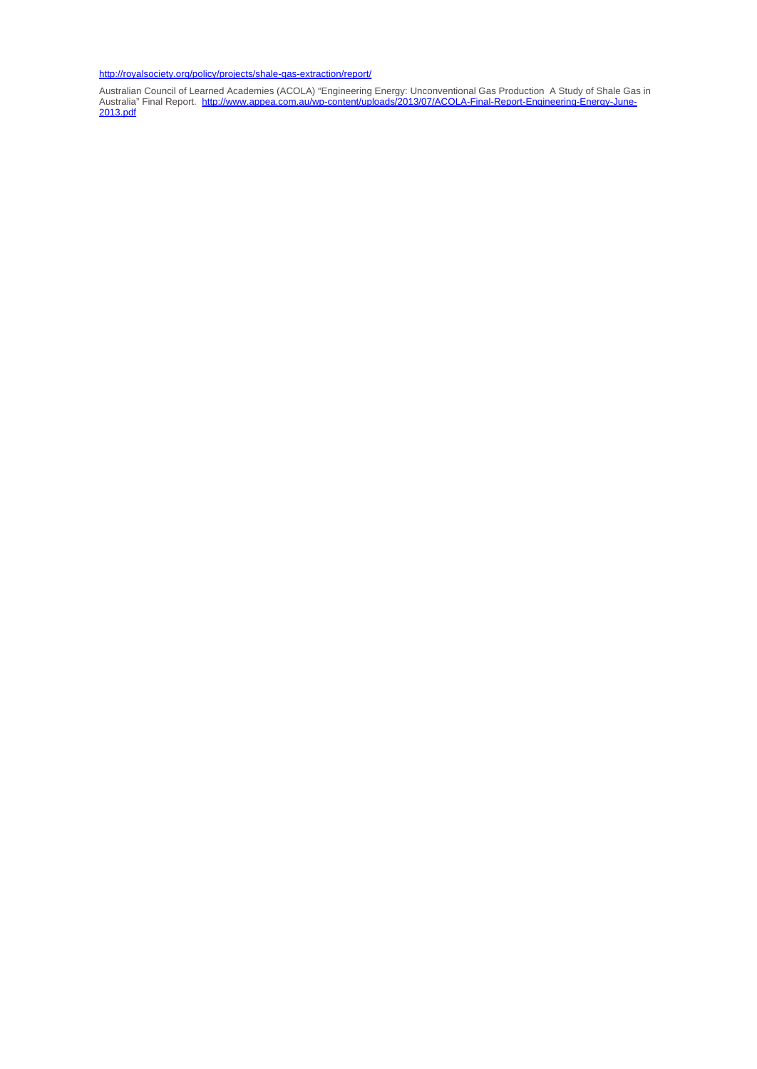http://royalsociety.org/policy/projects/shale-gas-extraction/report/

Australian Council of Learned Academies (ACOLA) "Engineering Energy: Unconventional Gas Production A Study of Shale Gas in Australia" Final Report. http://www.appea.com.au/wp-content/uploads/2013/07/ACOLA-Final-Report-Engineering-Energy-June-2013.pdf